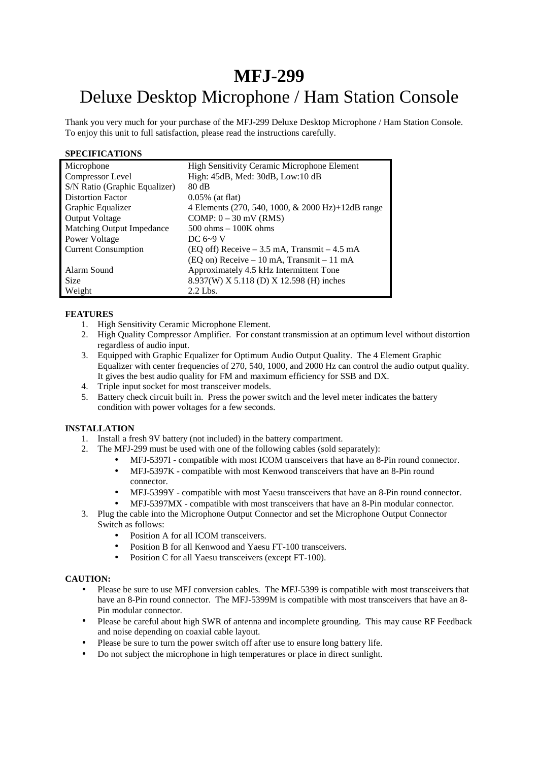# MFJ-299

## Deluxe Desktop Microphone / Ham Station Console

Thank you very much for your purchase of the MFJ-299 Deluxe Desktop Microphone / Ham Station Console. To enjoy this unit to full satisfaction, please read the instructions carefully.

**SPECIFICATIONS**

| | |
|---|---|
| Microphone | High Sensitivity Ceramic Microphone Element |
| Compressor Level | High: 45dB, Med: 30dB, Low:10 dB |
| S/N Ratio (Graphic Equalizer) | 80 dB |
| Distortion Factor | 0.05% (at flat) |
| Graphic Equalizer | 4 Elements (270, 540, 1000, & 2000 Hz)+12dB range |
| Output Voltage | COMP: 0 – 30 mV (RMS) |
| Matching Output Impedance | 500 ohms – 100K ohms |
| Power Voltage | DC 6~9 V |
| Current Consumption | (EQ off) Receive – 3.5 mA, Transmit – 4.5 mA<br>(EQ on) Receive – 10 mA, Transmit – 11 mA |
| Alarm Sound | Approximately 4.5 kHz Intermittent Tone |
| Size | 8.937(W) X 5.118 (D) X 12.598 (H) inches |
| Weight | 2.2 Lbs. |

**FEATURES**

1. High Sensitivity Ceramic Microphone Element.
2. High Quality Compressor Amplifier. For constant transmission at an optimum level without distortion regardless of audio input.
3. Equipped with Graphic Equalizer for Optimum Audio Output Quality. The 4 Element Graphic Equalizer with center frequencies of 270, 540, 1000, and 2000 Hz can control the audio output quality. It gives the best audio quality for FM and maximum efficiency for SSB and DX.
4. Triple input socket for most transceiver models.
5. Battery check circuit built in. Press the power switch and the level meter indicates the battery condition with power voltages for a few seconds.

**INSTALLATION**

1. Install a fresh 9V battery (not included) in the battery compartment.
2. The MFJ-299 must be used with one of the following cables (sold separately):
   - MFJ-5397I - compatible with most ICOM transceivers that have an 8-Pin round connector.
   - MFJ-5397K - compatible with most Kenwood transceivers that have an 8-Pin round connector.
   - MFJ-5399Y - compatible with most Yaesu transceivers that have an 8-Pin round connector.
   - MFJ-5397MX - compatible with most transceivers that have an 8-Pin modular connector.
3. Plug the cable into the Microphone Output Connector and set the Microphone Output Connector Switch as follows:
   - Position A for all ICOM transceivers.
   - Position B for all Kenwood and Yaesu FT-100 transceivers.
   - Position C for all Yaesu transceivers (except FT-100).

**CAUTION:**

- Please be sure to use MFJ conversion cables. The MFJ-5399 is compatible with most transceivers that have an 8-Pin round connector. The MFJ-5399M is compatible with most transceivers that have an 8-Pin modular connector.
- Please be careful about high SWR of antenna and incomplete grounding. This may cause RF Feedback and noise depending on coaxial cable layout.
- Please be sure to turn the power switch off after use to ensure long battery life.
- Do not subject the microphone in high temperatures or place in direct sunlight.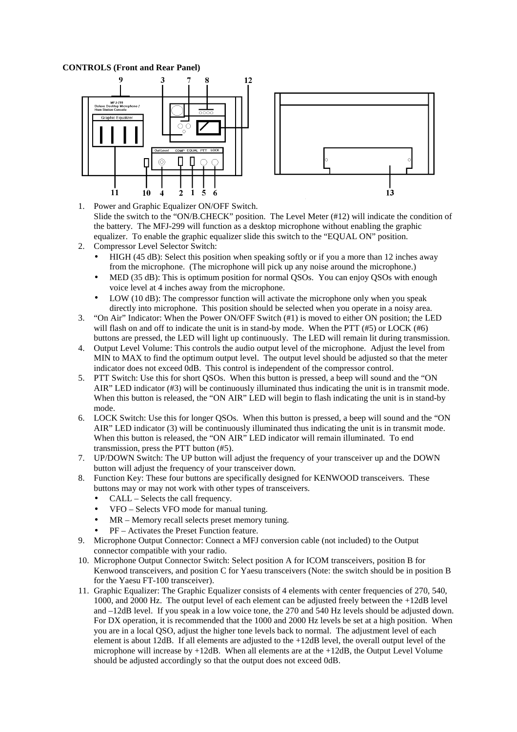**CONTROLS (Front and Rear Panel)**

1. Power and Graphic Equalizer ON/OFF Switch.
   Slide the switch to the "ON/B.CHECK" position. The Level Meter (#12) will indicate the condition of the battery. The MFJ-299 will function as a desktop microphone without enabling the graphic equalizer. To enable the graphic equalizer slide this switch to the "EQUAL ON" position.
2. Compressor Level Selector Switch:
   - HIGH (45 dB): Select this position when speaking softly or if you a more than 12 inches away from the microphone. (The microphone will pick up any noise around the microphone.)
   - MED (35 dB): This is optimum position for normal QSOs. You can enjoy QSOs with enough voice level at 4 inches away from the microphone.
   - LOW (10 dB): The compressor function will activate the microphone only when you speak directly into microphone. This position should be selected when you operate in a noisy area.
3. "On Air" Indicator: When the Power ON/OFF Switch (#1) is moved to either ON position; the LED will flash on and off to indicate the unit is in stand-by mode. When the PTT (#5) or LOCK (#6) buttons are pressed, the LED will light up continuously. The LED will remain lit during transmission.
4. Output Level Volume: This controls the audio output level of the microphone. Adjust the level from MIN to MAX to find the optimum output level. The output level should be adjusted so that the meter indicator does not exceed 0dB. This control is independent of the compressor control.
5. PTT Switch: Use this for short QSOs. When this button is pressed, a beep will sound and the "ON AIR" LED indicator (#3) will be continuously illuminated thus indicating the unit is in transmit mode. When this button is released, the "ON AIR" LED will begin to flash indicating the unit is in stand-by mode.
6. LOCK Switch: Use this for longer QSOs. When this button is pressed, a beep will sound and the "ON AIR" LED indicator (3) will be continuously illuminated thus indicating the unit is in transmit mode. When this button is released, the "ON AIR" LED indicator will remain illuminated. To end transmission, press the PTT button (#5).
7. UP/DOWN Switch: The UP button will adjust the frequency of your transceiver up and the DOWN button will adjust the frequency of your transceiver down.
8. Function Key: These four buttons are specifically designed for KENWOOD transceivers. These buttons may or may not work with other types of transceivers.
   - CALL – Selects the call frequency.
   - VFO – Selects VFO mode for manual tuning.
   - MR – Memory recall selects preset memory tuning.
   - PF – Activates the Preset Function feature.
9. Microphone Output Connector: Connect a MFJ conversion cable (not included) to the Output connector compatible with your radio.
10. Microphone Output Connector Switch: Select position A for ICOM transceivers, position B for Kenwood transceivers, and position C for Yaesu transceivers (Note: the switch should be in position B for the Yaesu FT-100 transceiver).
11. Graphic Equalizer: The Graphic Equalizer consists of 4 elements with center frequencies of 270, 540, 1000, and 2000 Hz. The output level of each element can be adjusted freely between the +12dB level and –12dB level. If you speak in a low voice tone, the 270 and 540 Hz levels should be adjusted down. For DX operation, it is recommended that the 1000 and 2000 Hz levels be set at a high position. When you are in a local QSO, adjust the higher tone levels back to normal. The adjustment level of each element is about 12dB. If all elements are adjusted to the +12dB level, the overall output level of the microphone will increase by +12dB. When all elements are at the +12dB, the Output Level Volume should be adjusted accordingly so that the output does not exceed 0dB.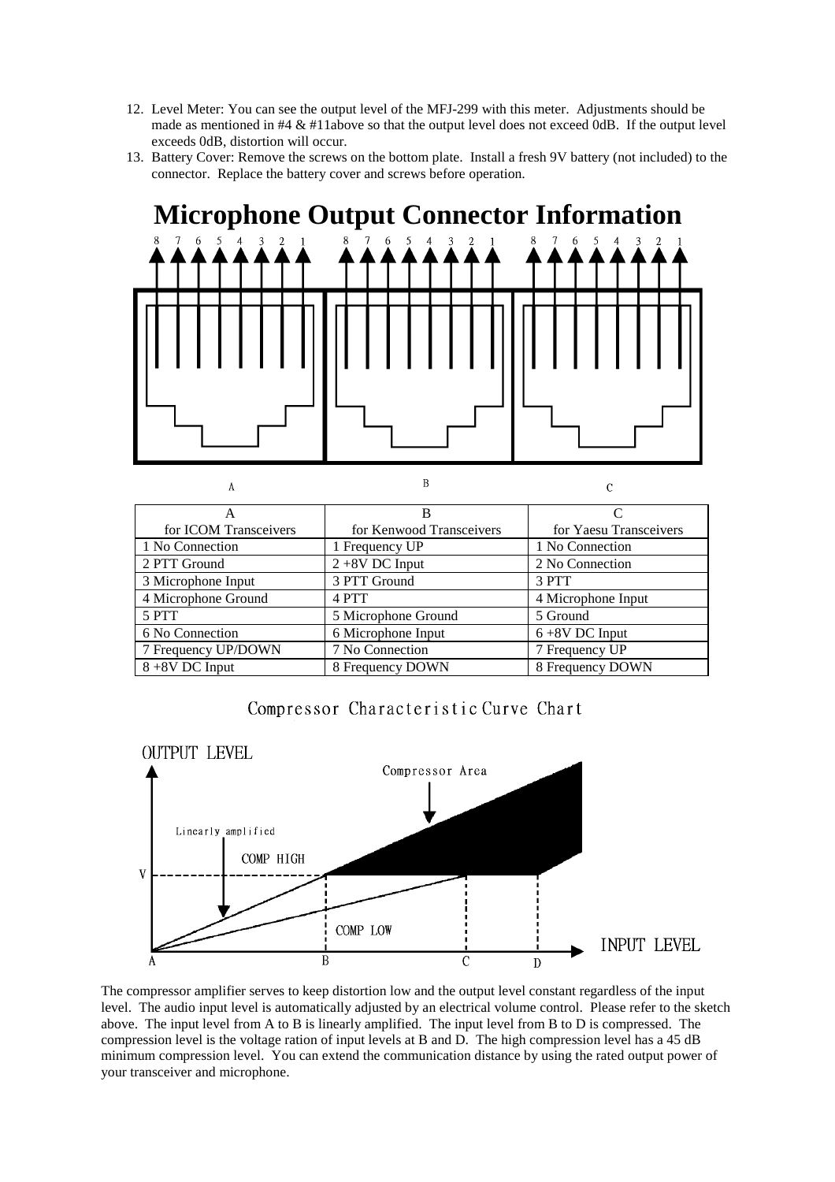12. Level Meter: You can see the output level of the MFJ-299 with this meter. Adjustments should be made as mentioned in #4 & #11above so that the output level does not exceed 0dB. If the output level exceeds 0dB, distortion will occur.
13. Battery Cover: Remove the screws on the bottom plate. Install a fresh 9V battery (not included) to the connector. Replace the battery cover and screws before operation.

# Microphone Output Connector Information

| A<br>for ICOM Transceivers | B<br>for Kenwood Transceivers | C<br>for Yaesu Transceivers |
|---|---|---|
| 1 No Connection | 1 Frequency UP | 1 No Connection |
| 2 PTT Ground | 2 +8V DC Input | 2 No Connection |
| 3 Microphone Input | 3 PTT Ground | 3 PTT |
| 4 Microphone Ground | 4 PTT | 4 Microphone Input |
| 5 PTT | 5 Microphone Ground | 5 Ground |
| 6 No Connection | 6 Microphone Input | 6 +8V DC Input |
| 7 Frequency UP/DOWN | 7 No Connection | 7 Frequency UP |
| 8 +8V DC Input | 8 Frequency DOWN | 8 Frequency DOWN |

Compressor Characteristic Curve Chart

The compressor amplifier serves to keep distortion low and the output level constant regardless of the input level. The audio input level is automatically adjusted by an electrical volume control. Please refer to the sketch above. The input level from A to B is linearly amplified. The input level from B to D is compressed. The compression level is the voltage ration of input levels at B and D. The high compression level has a 45 dB minimum compression level. You can extend the communication distance by using the rated output power of your transceiver and microphone.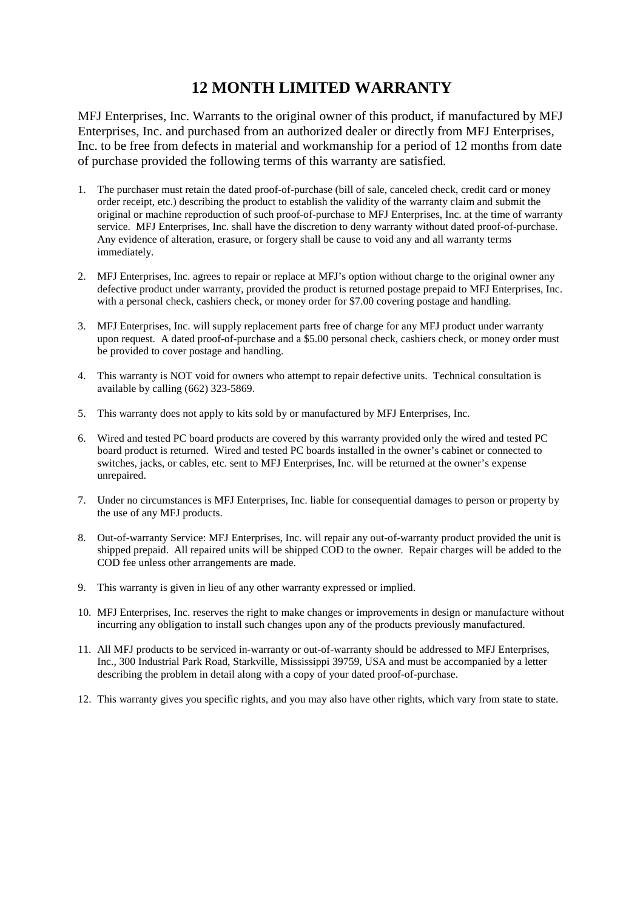# 12 MONTH LIMITED WARRANTY

MFJ Enterprises, Inc. Warrants to the original owner of this product, if manufactured by MFJ Enterprises, Inc. and purchased from an authorized dealer or directly from MFJ Enterprises, Inc. to be free from defects in material and workmanship for a period of 12 months from date of purchase provided the following terms of this warranty are satisfied.

1. The purchaser must retain the dated proof-of-purchase (bill of sale, canceled check, credit card or money order receipt, etc.) describing the product to establish the validity of the warranty claim and submit the original or machine reproduction of such proof-of-purchase to MFJ Enterprises, Inc. at the time of warranty service. MFJ Enterprises, Inc. shall have the discretion to deny warranty without dated proof-of-purchase. Any evidence of alteration, erasure, or forgery shall be cause to void any and all warranty terms immediately.

2. MFJ Enterprises, Inc. agrees to repair or replace at MFJ's option without charge to the original owner any defective product under warranty, provided the product is returned postage prepaid to MFJ Enterprises, Inc. with a personal check, cashiers check, or money order for $7.00 covering postage and handling.

3. MFJ Enterprises, Inc. will supply replacement parts free of charge for any MFJ product under warranty upon request. A dated proof-of-purchase and a $5.00 personal check, cashiers check, or money order must be provided to cover postage and handling.

4. This warranty is NOT void for owners who attempt to repair defective units. Technical consultation is available by calling (662) 323-5869.

5. This warranty does not apply to kits sold by or manufactured by MFJ Enterprises, Inc.

6. Wired and tested PC board products are covered by this warranty provided only the wired and tested PC board product is returned. Wired and tested PC boards installed in the owner's cabinet or connected to switches, jacks, or cables, etc. sent to MFJ Enterprises, Inc. will be returned at the owner's expense unrepaired.

7. Under no circumstances is MFJ Enterprises, Inc. liable for consequential damages to person or property by the use of any MFJ products.

8. Out-of-warranty Service: MFJ Enterprises, Inc. will repair any out-of-warranty product provided the unit is shipped prepaid. All repaired units will be shipped COD to the owner. Repair charges will be added to the COD fee unless other arrangements are made.

9. This warranty is given in lieu of any other warranty expressed or implied.

10. MFJ Enterprises, Inc. reserves the right to make changes or improvements in design or manufacture without incurring any obligation to install such changes upon any of the products previously manufactured.

11. All MFJ products to be serviced in-warranty or out-of-warranty should be addressed to MFJ Enterprises, Inc., 300 Industrial Park Road, Starkville, Mississippi 39759, USA and must be accompanied by a letter describing the problem in detail along with a copy of your dated proof-of-purchase.

12. This warranty gives you specific rights, and you may also have other rights, which vary from state to state.